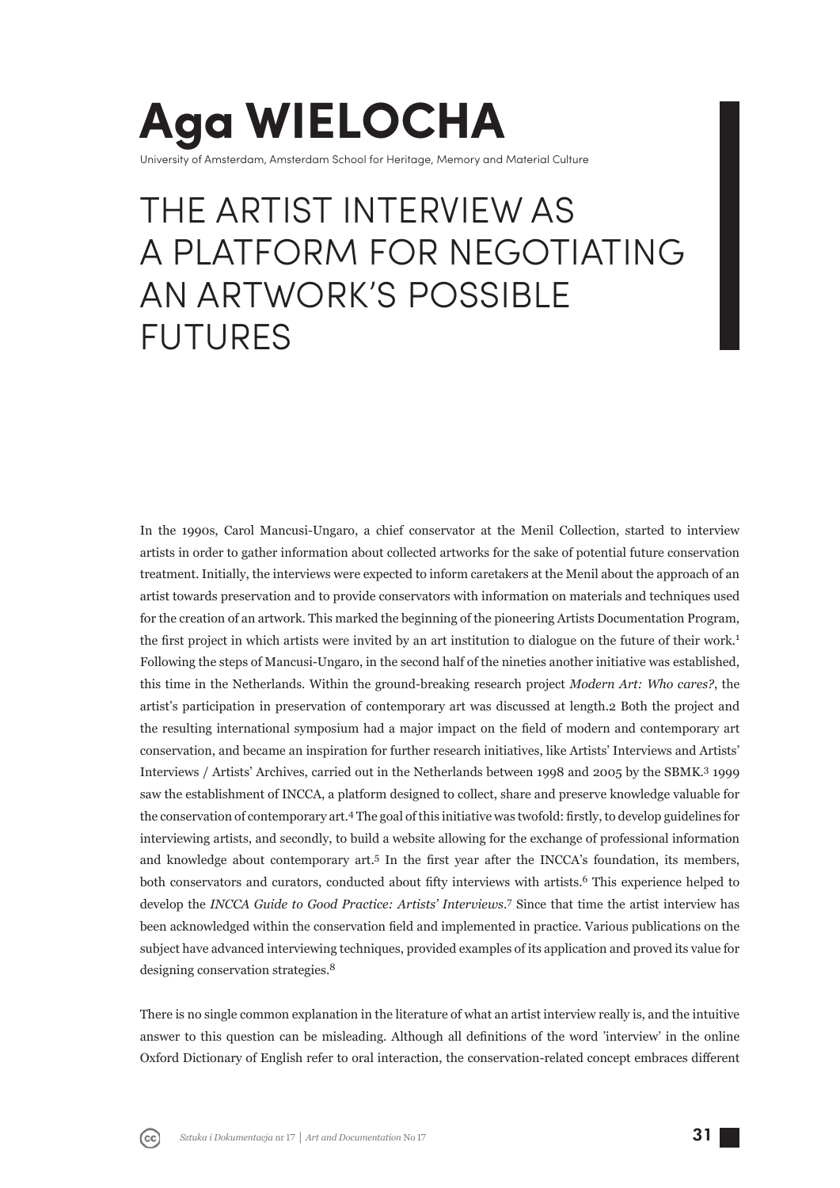# Aga WIELOCHA

University of Amsterdam, Amsterdam School for Heritage, Memory and Material Culture

## THE ARTIST INTERVIEW AS A PLATFORM FOR NEGOTIATING AN ARTWORK'S POSSIBLE FUTURES

In the 1990s, Carol Mancusi-Ungaro, a chief conservator at the Menil Collection, started to interview artists in order to gather information about collected artworks for the sake of potential future conservation treatment. Initially, the interviews were expected to inform caretakers at the Menil about the approach of an artist towards preservation and to provide conservators with information on materials and techniques used for the creation of an artwork. This marked the beginning of the pioneering Artists Documentation Program, the first project in which artists were invited by an art institution to dialogue on the future of their work.[1] Following the steps of Mancusi-Ungaro, in the second half of the nineties another initiative was established, this time in the Netherlands. Within the ground-breaking research project *Modern Art: Who cares?*, the artist's participation in preservation of contemporary art was discussed at length.[2] Both the project and the resulting international symposium had a major impact on the field of modern and contemporary art conservation, and became an inspiration for further research initiatives, like Artists' Interviews and Artists' Interviews / Artists' Archives, carried out in the Netherlands between 1998 and 2005 by the SBMK.[3] 1999 saw the establishment of INCCA, a platform designed to collect, share and preserve knowledge valuable for the conservation of contemporary art.[4] The goal of this initiative was twofold: firstly, to develop guidelines for interviewing artists, and secondly, to build a website allowing for the exchange of professional information and knowledge about contemporary art.[5] In the first year after the INCCA's foundation, its members, both conservators and curators, conducted about fifty interviews with artists.[6] This experience helped to develop the *INCCA Guide to Good Practice: Artists' Interviews*.[7] Since that time the artist interview has been acknowledged within the conservation field and implemented in practice. Various publications on the subject have advanced interviewing techniques, provided examples of its application and proved its value for designing conservation strategies.[8]

There is no single common explanation in the literature of what an artist interview really is, and the intuitive answer to this question can be misleading. Although all definitions of the word 'interview' in the online Oxford Dictionary of English refer to oral interaction, the conservation-related concept embraces different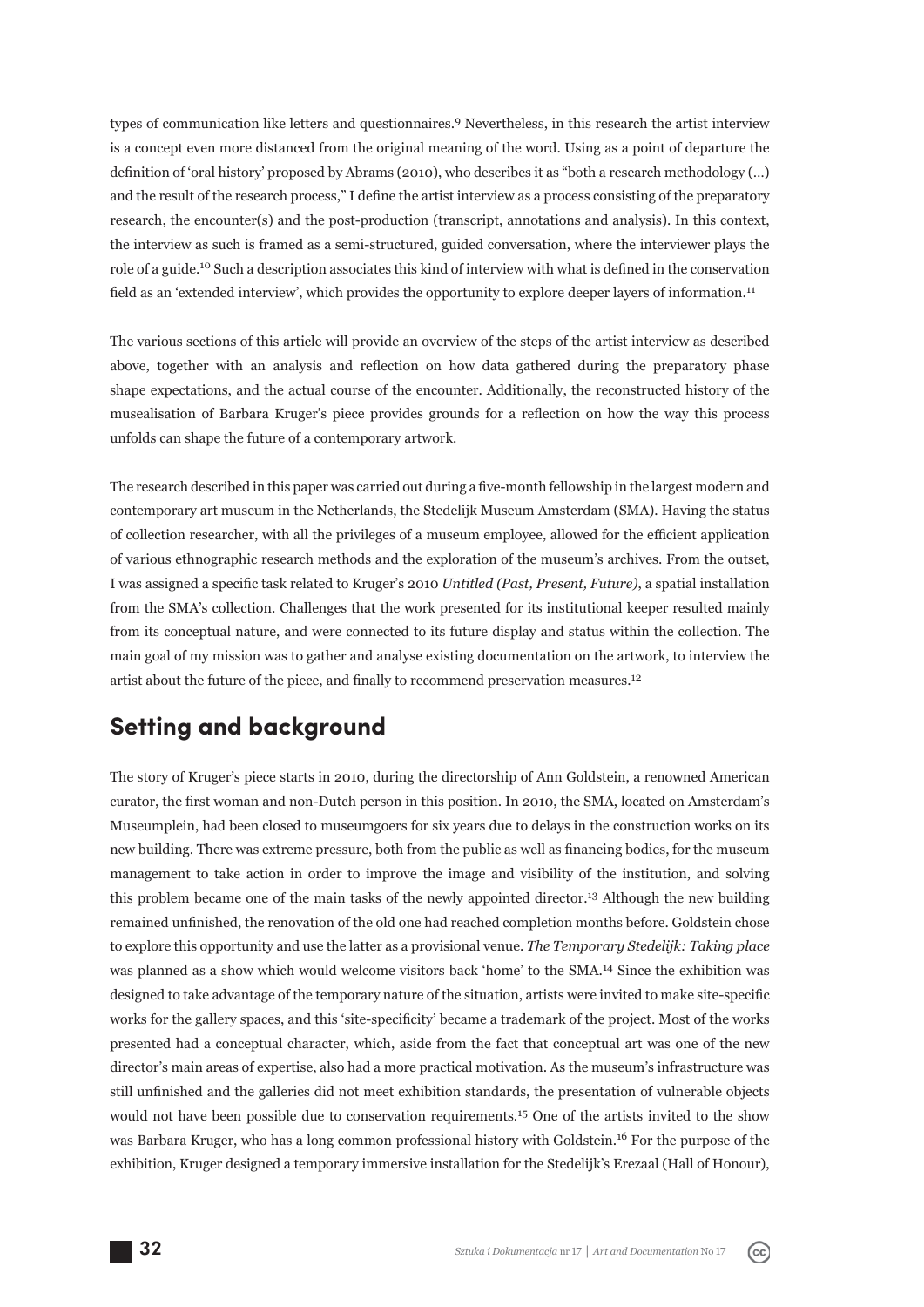types of communication like letters and questionnaires.[9] Nevertheless, in this research the artist interview is a concept even more distanced from the original meaning of the word. Using as a point of departure the definition of 'oral history' proposed by Abrams (2010), who describes it as "both a research methodology (...) and the result of the research process," I define the artist interview as a process consisting of the preparatory research, the encounter(s) and the post-production (transcript, annotations and analysis). In this context, the interview as such is framed as a semi-structured, guided conversation, where the interviewer plays the role of a guide.[10] Such a description associates this kind of interview with what is defined in the conservation field as an 'extended interview', which provides the opportunity to explore deeper layers of information.[11]

The various sections of this article will provide an overview of the steps of the artist interview as described above, together with an analysis and reflection on how data gathered during the preparatory phase shape expectations, and the actual course of the encounter. Additionally, the reconstructed history of the musealisation of Barbara Kruger's piece provides grounds for a reflection on how the way this process unfolds can shape the future of a contemporary artwork.

The research described in this paper was carried out during a five-month fellowship in the largest modern and contemporary art museum in the Netherlands, the Stedelijk Museum Amsterdam (SMA). Having the status of collection researcher, with all the privileges of a museum employee, allowed for the efficient application of various ethnographic research methods and the exploration of the museum's archives. From the outset, I was assigned a specific task related to Kruger's 2010 *Untitled (Past, Present, Future)*, a spatial installation from the SMA's collection. Challenges that the work presented for its institutional keeper resulted mainly from its conceptual nature, and were connected to its future display and status within the collection. The main goal of my mission was to gather and analyse existing documentation on the artwork, to interview the artist about the future of the piece, and finally to recommend preservation measures.[12]

## Setting and background

The story of Kruger's piece starts in 2010, during the directorship of Ann Goldstein, a renowned American curator, the first woman and non-Dutch person in this position. In 2010, the SMA, located on Amsterdam's Museumplein, had been closed to museumgoers for six years due to delays in the construction works on its new building. There was extreme pressure, both from the public as well as financing bodies, for the museum management to take action in order to improve the image and visibility of the institution, and solving this problem became one of the main tasks of the newly appointed director.[13] Although the new building remained unfinished, the renovation of the old one had reached completion months before. Goldstein chose to explore this opportunity and use the latter as a provisional venue. *The Temporary Stedelijk: Taking place* was planned as a show which would welcome visitors back 'home' to the SMA.[14] Since the exhibition was designed to take advantage of the temporary nature of the situation, artists were invited to make site-specific works for the gallery spaces, and this 'site-specificity' became a trademark of the project. Most of the works presented had a conceptual character, which, aside from the fact that conceptual art was one of the new director's main areas of expertise, also had a more practical motivation. As the museum's infrastructure was still unfinished and the galleries did not meet exhibition standards, the presentation of vulnerable objects would not have been possible due to conservation requirements.[15] One of the artists invited to the show was Barbara Kruger, who has a long common professional history with Goldstein.[16] For the purpose of the exhibition, Kruger designed a temporary immersive installation for the Stedelijk's Erezaal (Hall of Honour),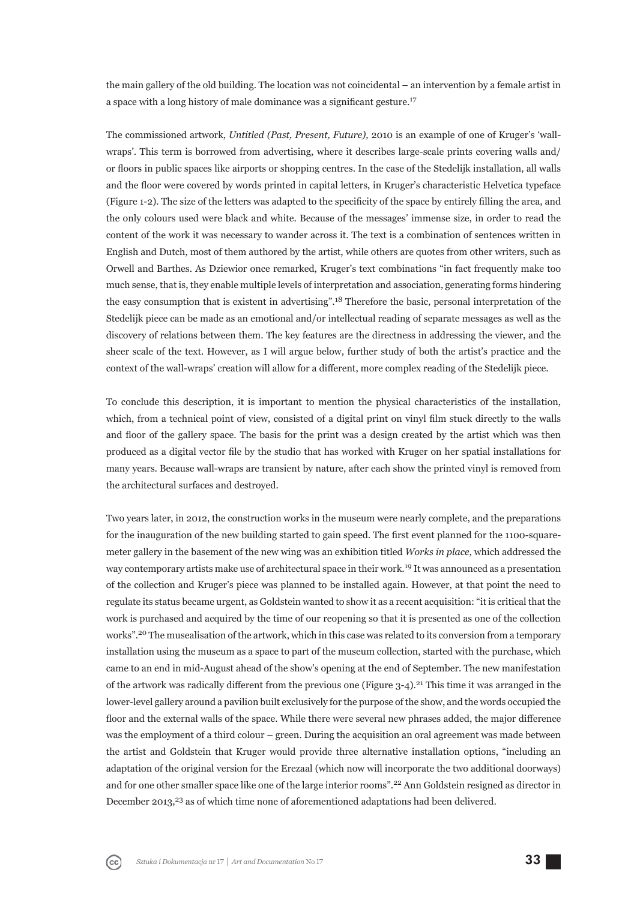the main gallery of the old building. The location was not coincidental – an intervention by a female artist in a space with a long history of male dominance was a significant gesture.[17]

The commissioned artwork, *Untitled (Past, Present, Future),* 2010 is an example of one of Kruger's 'wall-wraps'. This term is borrowed from advertising, where it describes large-scale prints covering walls and/or floors in public spaces like airports or shopping centres. In the case of the Stedelijk installation, all walls and the floor were covered by words printed in capital letters, in Kruger's characteristic Helvetica typeface (Figure 1-2). The size of the letters was adapted to the specificity of the space by entirely filling the area, and the only colours used were black and white. Because of the messages' immense size, in order to read the content of the work it was necessary to wander across it. The text is a combination of sentences written in English and Dutch, most of them authored by the artist, while others are quotes from other writers, such as Orwell and Barthes. As Dziewior once remarked, Kruger's text combinations "in fact frequently make too much sense, that is, they enable multiple levels of interpretation and association, generating forms hindering the easy consumption that is existent in advertising".[18] Therefore the basic, personal interpretation of the Stedelijk piece can be made as an emotional and/or intellectual reading of separate messages as well as the discovery of relations between them. The key features are the directness in addressing the viewer, and the sheer scale of the text. However, as I will argue below, further study of both the artist's practice and the context of the wall-wraps' creation will allow for a different, more complex reading of the Stedelijk piece.

To conclude this description, it is important to mention the physical characteristics of the installation, which, from a technical point of view, consisted of a digital print on vinyl film stuck directly to the walls and floor of the gallery space. The basis for the print was a design created by the artist which was then produced as a digital vector file by the studio that has worked with Kruger on her spatial installations for many years. Because wall-wraps are transient by nature, after each show the printed vinyl is removed from the architectural surfaces and destroyed.

Two years later, in 2012, the construction works in the museum were nearly complete, and the preparations for the inauguration of the new building started to gain speed. The first event planned for the 1100-square-meter gallery in the basement of the new wing was an exhibition titled *Works in place*, which addressed the way contemporary artists make use of architectural space in their work.[19] It was announced as a presentation of the collection and Kruger's piece was planned to be installed again. However, at that point the need to regulate its status became urgent, as Goldstein wanted to show it as a recent acquisition: "it is critical that the work is purchased and acquired by the time of our reopening so that it is presented as one of the collection works".[20] The musealisation of the artwork, which in this case was related to its conversion from a temporary installation using the museum as a space to part of the museum collection, started with the purchase, which came to an end in mid-August ahead of the show's opening at the end of September. The new manifestation of the artwork was radically different from the previous one (Figure 3-4).[21] This time it was arranged in the lower-level gallery around a pavilion built exclusively for the purpose of the show, and the words occupied the floor and the external walls of the space. While there were several new phrases added, the major difference was the employment of a third colour – green. During the acquisition an oral agreement was made between the artist and Goldstein that Kruger would provide three alternative installation options, "including an adaptation of the original version for the Erezaal (which now will incorporate the two additional doorways) and for one other smaller space like one of the large interior rooms".[22] Ann Goldstein resigned as director in December 2013,[23] as of which time none of aforementioned adaptations had been delivered.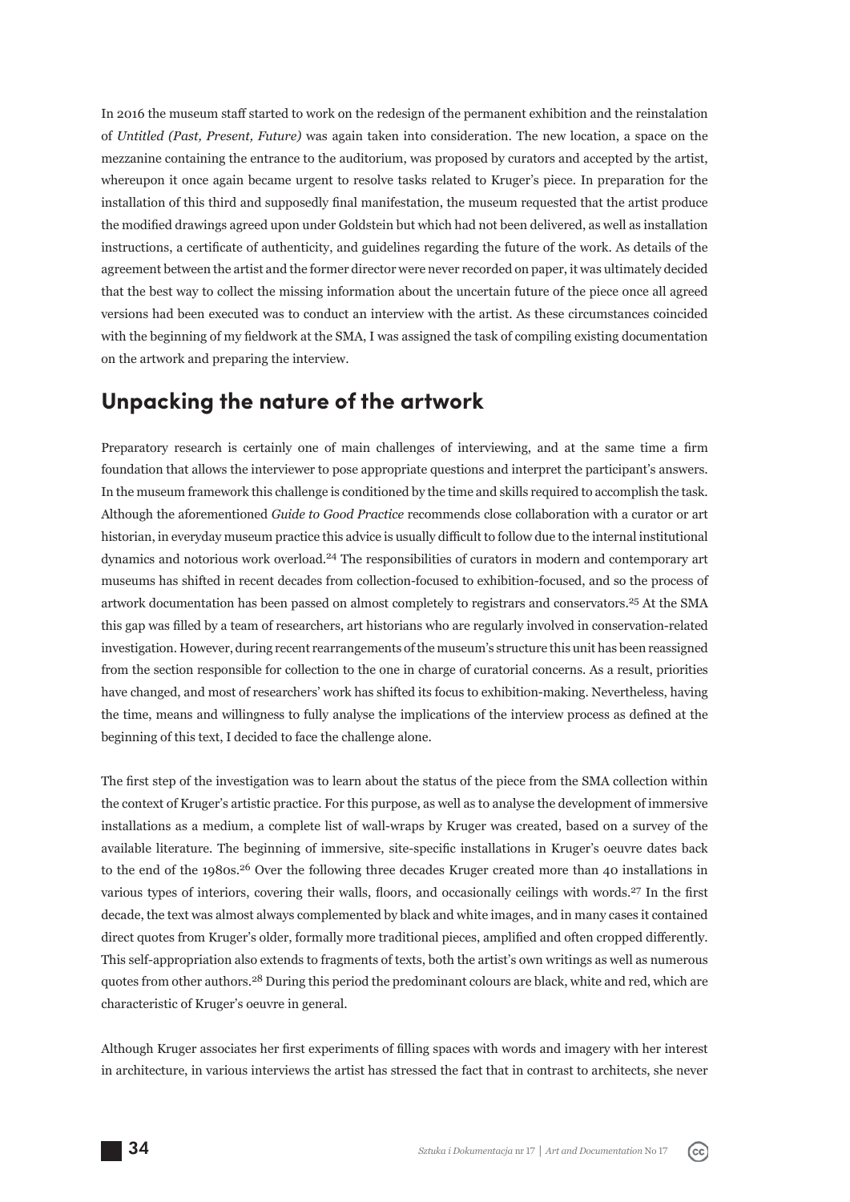In 2016 the museum staff started to work on the redesign of the permanent exhibition and the reinstalation of *Untitled (Past, Present, Future)* was again taken into consideration. The new location, a space on the mezzanine containing the entrance to the auditorium, was proposed by curators and accepted by the artist, whereupon it once again became urgent to resolve tasks related to Kruger's piece. In preparation for the installation of this third and supposedly final manifestation, the museum requested that the artist produce the modified drawings agreed upon under Goldstein but which had not been delivered, as well as installation instructions, a certificate of authenticity, and guidelines regarding the future of the work. As details of the agreement between the artist and the former director were never recorded on paper, it was ultimately decided that the best way to collect the missing information about the uncertain future of the piece once all agreed versions had been executed was to conduct an interview with the artist. As these circumstances coincided with the beginning of my fieldwork at the SMA, I was assigned the task of compiling existing documentation on the artwork and preparing the interview.

## Unpacking the nature of the artwork

Preparatory research is certainly one of main challenges of interviewing, and at the same time a firm foundation that allows the interviewer to pose appropriate questions and interpret the participant's answers. In the museum framework this challenge is conditioned by the time and skills required to accomplish the task. Although the aforementioned *Guide to Good Practice* recommends close collaboration with a curator or art historian, in everyday museum practice this advice is usually difficult to follow due to the internal institutional dynamics and notorious work overload.[24] The responsibilities of curators in modern and contemporary art museums has shifted in recent decades from collection-focused to exhibition-focused, and so the process of artwork documentation has been passed on almost completely to registrars and conservators.[25] At the SMA this gap was filled by a team of researchers, art historians who are regularly involved in conservation-related investigation. However, during recent rearrangements of the museum's structure this unit has been reassigned from the section responsible for collection to the one in charge of curatorial concerns. As a result, priorities have changed, and most of researchers' work has shifted its focus to exhibition-making. Nevertheless, having the time, means and willingness to fully analyse the implications of the interview process as defined at the beginning of this text, I decided to face the challenge alone.

The first step of the investigation was to learn about the status of the piece from the SMA collection within the context of Kruger's artistic practice. For this purpose, as well as to analyse the development of immersive installations as a medium, a complete list of wall-wraps by Kruger was created, based on a survey of the available literature. The beginning of immersive, site-specific installations in Kruger's oeuvre dates back to the end of the 1980s.[26] Over the following three decades Kruger created more than 40 installations in various types of interiors, covering their walls, floors, and occasionally ceilings with words.[27] In the first decade, the text was almost always complemented by black and white images, and in many cases it contained direct quotes from Kruger's older, formally more traditional pieces, amplified and often cropped differently. This self-appropriation also extends to fragments of texts, both the artist's own writings as well as numerous quotes from other authors.[28] During this period the predominant colours are black, white and red, which are characteristic of Kruger's oeuvre in general.

Although Kruger associates her first experiments of filling spaces with words and imagery with her interest in architecture, in various interviews the artist has stressed the fact that in contrast to architects, she never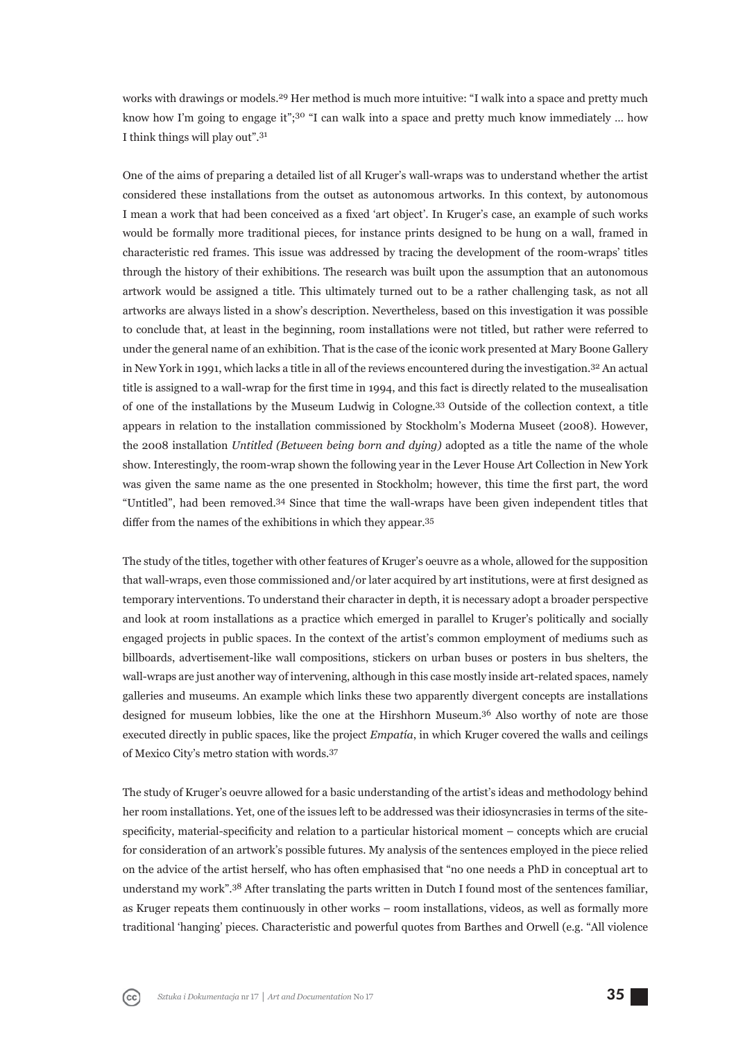works with drawings or models.[29] Her method is much more intuitive: "I walk into a space and pretty much know how I'm going to engage it";[30] "I can walk into a space and pretty much know immediately … how I think things will play out".[31]

One of the aims of preparing a detailed list of all Kruger's wall-wraps was to understand whether the artist considered these installations from the outset as autonomous artworks. In this context, by autonomous I mean a work that had been conceived as a fixed 'art object'. In Kruger's case, an example of such works would be formally more traditional pieces, for instance prints designed to be hung on a wall, framed in characteristic red frames. This issue was addressed by tracing the development of the room-wraps' titles through the history of their exhibitions. The research was built upon the assumption that an autonomous artwork would be assigned a title. This ultimately turned out to be a rather challenging task, as not all artworks are always listed in a show's description. Nevertheless, based on this investigation it was possible to conclude that, at least in the beginning, room installations were not titled, but rather were referred to under the general name of an exhibition. That is the case of the iconic work presented at Mary Boone Gallery in New York in 1991, which lacks a title in all of the reviews encountered during the investigation.[32] An actual title is assigned to a wall-wrap for the first time in 1994, and this fact is directly related to the musealisation of one of the installations by the Museum Ludwig in Cologne.[33] Outside of the collection context, a title appears in relation to the installation commissioned by Stockholm's Moderna Museet (2008). However, the 2008 installation *Untitled (Between being born and dying)* adopted as a title the name of the whole show. Interestingly, the room-wrap shown the following year in the Lever House Art Collection in New York was given the same name as the one presented in Stockholm; however, this time the first part, the word "Untitled", had been removed.[34] Since that time the wall-wraps have been given independent titles that differ from the names of the exhibitions in which they appear.[35]

The study of the titles, together with other features of Kruger's oeuvre as a whole, allowed for the supposition that wall-wraps, even those commissioned and/or later acquired by art institutions, were at first designed as temporary interventions. To understand their character in depth, it is necessary adopt a broader perspective and look at room installations as a practice which emerged in parallel to Kruger's politically and socially engaged projects in public spaces. In the context of the artist's common employment of mediums such as billboards, advertisement-like wall compositions, stickers on urban buses or posters in bus shelters, the wall-wraps are just another way of intervening, although in this case mostly inside art-related spaces, namely galleries and museums. An example which links these two apparently divergent concepts are installations designed for museum lobbies, like the one at the Hirshhorn Museum.[36] Also worthy of note are those executed directly in public spaces, like the project *Empatía*, in which Kruger covered the walls and ceilings of Mexico City's metro station with words.[37]

The study of Kruger's oeuvre allowed for a basic understanding of the artist's ideas and methodology behind her room installations. Yet, one of the issues left to be addressed was their idiosyncrasies in terms of the site-specificity, material-specificity and relation to a particular historical moment – concepts which are crucial for consideration of an artwork's possible futures. My analysis of the sentences employed in the piece relied on the advice of the artist herself, who has often emphasised that "no one needs a PhD in conceptual art to understand my work".[38] After translating the parts written in Dutch I found most of the sentences familiar, as Kruger repeats them continuously in other works – room installations, videos, as well as formally more traditional 'hanging' pieces. Characteristic and powerful quotes from Barthes and Orwell (e.g. "All violence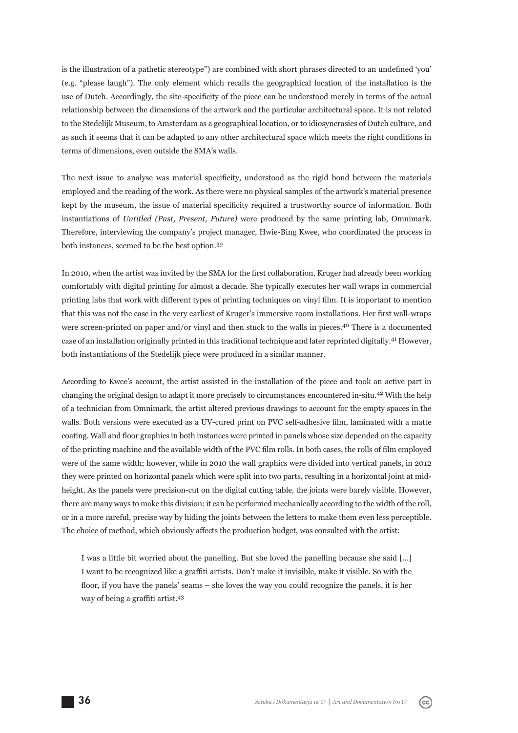is the illustration of a pathetic stereotype") are combined with short phrases directed to an undefined 'you' (e.g. "please laugh"). The only element which recalls the geographical location of the installation is the use of Dutch. Accordingly, the site-specificity of the piece can be understood merely in terms of the actual relationship between the dimensions of the artwork and the particular architectural space. It is not related to the Stedelijk Museum, to Amsterdam as a geographical location, or to idiosyncrasies of Dutch culture, and as such it seems that it can be adapted to any other architectural space which meets the right conditions in terms of dimensions, even outside the SMA's walls.

The next issue to analyse was material specificity, understood as the rigid bond between the materials employed and the reading of the work. As there were no physical samples of the artwork's material presence kept by the museum, the issue of material specificity required a trustworthy source of information. Both instantiations of *Untitled (Past, Present, Future)* were produced by the same printing lab, Omnimark. Therefore, interviewing the company's project manager, Hwie-Bing Kwee, who coordinated the process in both instances, seemed to be the best option.[39]

In 2010, when the artist was invited by the SMA for the first collaboration, Kruger had already been working comfortably with digital printing for almost a decade. She typically executes her wall wraps in commercial printing labs that work with different types of printing techniques on vinyl film. It is important to mention that this was not the case in the very earliest of Kruger's immersive room installations. Her first wall-wraps were screen-printed on paper and/or vinyl and then stuck to the walls in pieces.[40] There is a documented case of an installation originally printed in this traditional technique and later reprinted digitally.[41] However, both instantiations of the Stedelijk piece were produced in a similar manner.

According to Kwee's account, the artist assisted in the installation of the piece and took an active part in changing the original design to adapt it more precisely to circumstances encountered in-situ.[42] With the help of a technician from Omnimark, the artist altered previous drawings to account for the empty spaces in the walls. Both versions were executed as a UV-cured print on PVC self-adhesive film, laminated with a matte coating. Wall and floor graphics in both instances were printed in panels whose size depended on the capacity of the printing machine and the available width of the PVC film rolls. In both cases, the rolls of film employed were of the same width; however, while in 2010 the wall graphics were divided into vertical panels, in 2012 they were printed on horizontal panels which were split into two parts, resulting in a horizontal joint at mid-height. As the panels were precision-cut on the digital cutting table, the joints were barely visible. However, there are many ways to make this division: it can be performed mechanically according to the width of the roll, or in a more careful, precise way by hiding the joints between the letters to make them even less perceptible. The choice of method, which obviously affects the production budget, was consulted with the artist:

> I was a little bit worried about the panelling. But she loved the panelling because she said [...] I want to be recognized like a graffiti artists. Don't make it invisible, make it visible. So with the floor, if you have the panels' seams – she loves the way you could recognize the panels, it is her way of being a graffiti artist.[43]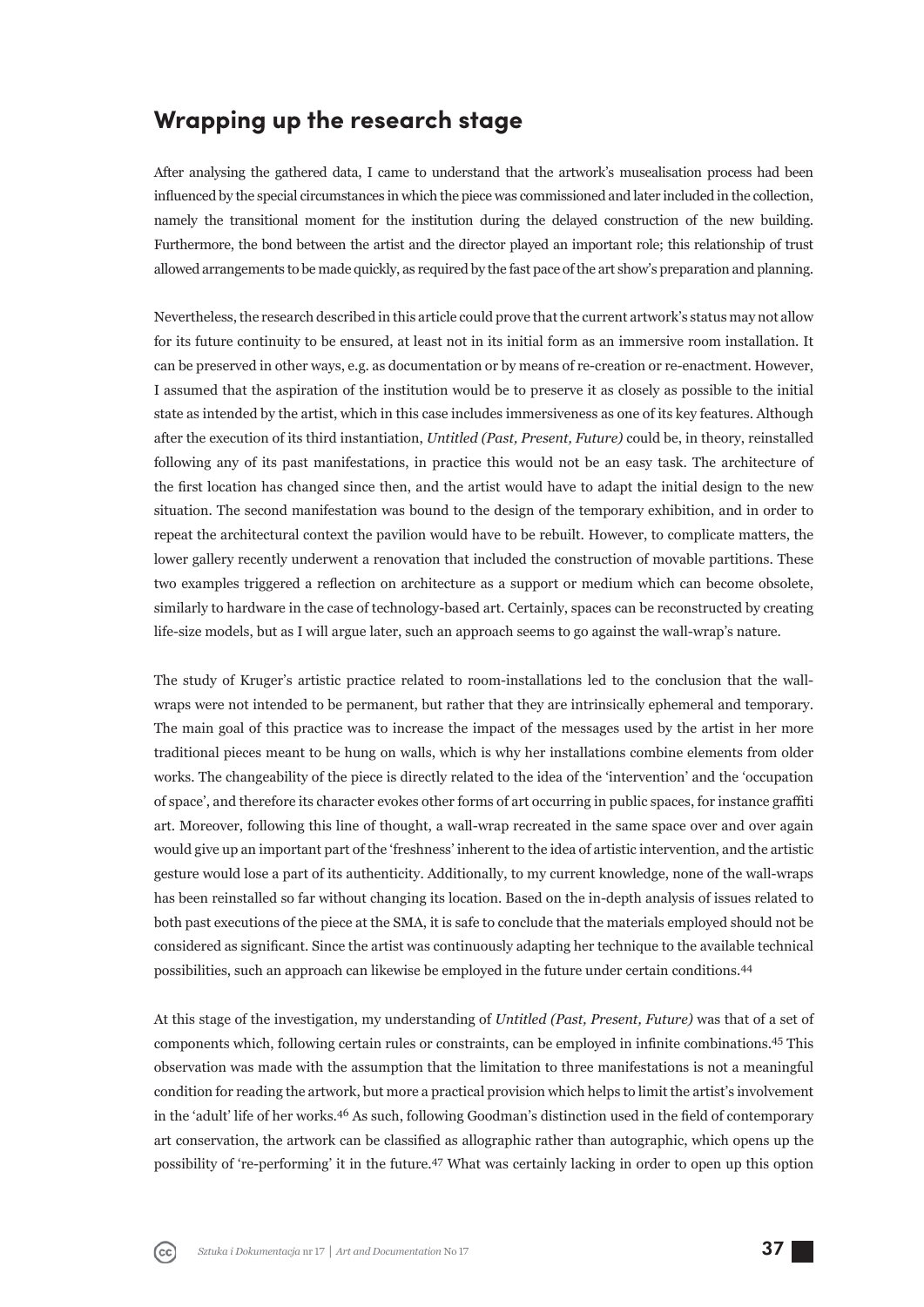## Wrapping up the research stage

After analysing the gathered data, I came to understand that the artwork's musealisation process had been influenced by the special circumstances in which the piece was commissioned and later included in the collection, namely the transitional moment for the institution during the delayed construction of the new building. Furthermore, the bond between the artist and the director played an important role; this relationship of trust allowed arrangements to be made quickly, as required by the fast pace of the art show's preparation and planning.

Nevertheless, the research described in this article could prove that the current artwork's status may not allow for its future continuity to be ensured, at least not in its initial form as an immersive room installation. It can be preserved in other ways, e.g. as documentation or by means of re-creation or re-enactment. However, I assumed that the aspiration of the institution would be to preserve it as closely as possible to the initial state as intended by the artist, which in this case includes immersiveness as one of its key features. Although after the execution of its third instantiation, *Untitled (Past, Present, Future)* could be, in theory, reinstalled following any of its past manifestations, in practice this would not be an easy task. The architecture of the first location has changed since then, and the artist would have to adapt the initial design to the new situation. The second manifestation was bound to the design of the temporary exhibition, and in order to repeat the architectural context the pavilion would have to be rebuilt. However, to complicate matters, the lower gallery recently underwent a renovation that included the construction of movable partitions. These two examples triggered a reflection on architecture as a support or medium which can become obsolete, similarly to hardware in the case of technology-based art. Certainly, spaces can be reconstructed by creating life-size models, but as I will argue later, such an approach seems to go against the wall-wrap's nature.

The study of Kruger's artistic practice related to room-installations led to the conclusion that the wall-wraps were not intended to be permanent, but rather that they are intrinsically ephemeral and temporary. The main goal of this practice was to increase the impact of the messages used by the artist in her more traditional pieces meant to be hung on walls, which is why her installations combine elements from older works. The changeability of the piece is directly related to the idea of the 'intervention' and the 'occupation of space', and therefore its character evokes other forms of art occurring in public spaces, for instance graffiti art. Moreover, following this line of thought, a wall-wrap recreated in the same space over and over again would give up an important part of the 'freshness' inherent to the idea of artistic intervention, and the artistic gesture would lose a part of its authenticity. Additionally, to my current knowledge, none of the wall-wraps has been reinstalled so far without changing its location. Based on the in-depth analysis of issues related to both past executions of the piece at the SMA, it is safe to conclude that the materials employed should not be considered as significant. Since the artist was continuously adapting her technique to the available technical possibilities, such an approach can likewise be employed in the future under certain conditions.[44]

At this stage of the investigation, my understanding of *Untitled (Past, Present, Future)* was that of a set of components which, following certain rules or constraints, can be employed in infinite combinations.[45] This observation was made with the assumption that the limitation to three manifestations is not a meaningful condition for reading the artwork, but more a practical provision which helps to limit the artist's involvement in the 'adult' life of her works.[46] As such, following Goodman's distinction used in the field of contemporary art conservation, the artwork can be classified as allographic rather than autographic, which opens up the possibility of 're-performing' it in the future.[47] What was certainly lacking in order to open up this option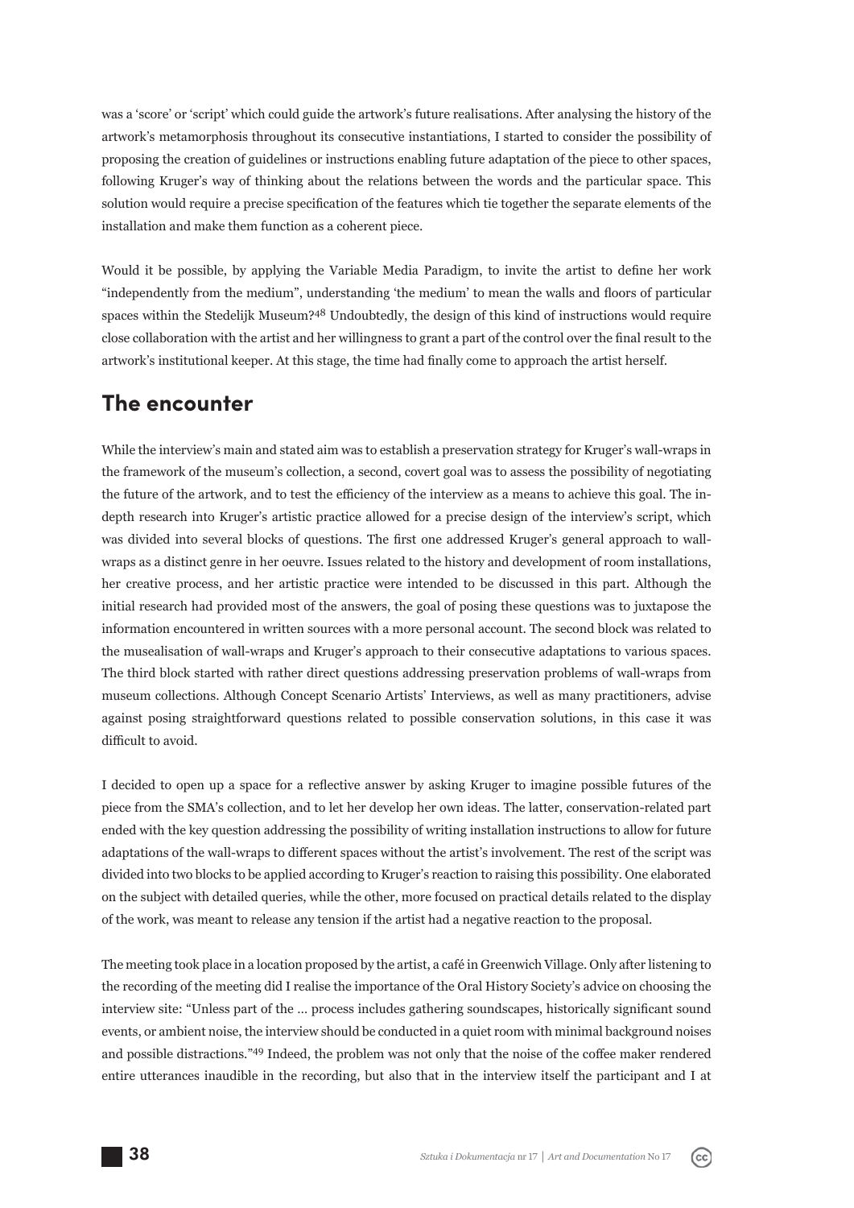was a 'score' or 'script' which could guide the artwork's future realisations. After analysing the history of the artwork's metamorphosis throughout its consecutive instantiations, I started to consider the possibility of proposing the creation of guidelines or instructions enabling future adaptation of the piece to other spaces, following Kruger's way of thinking about the relations between the words and the particular space. This solution would require a precise specification of the features which tie together the separate elements of the installation and make them function as a coherent piece.

Would it be possible, by applying the Variable Media Paradigm, to invite the artist to define her work "independently from the medium", understanding 'the medium' to mean the walls and floors of particular spaces within the Stedelijk Museum?[48] Undoubtedly, the design of this kind of instructions would require close collaboration with the artist and her willingness to grant a part of the control over the final result to the artwork's institutional keeper. At this stage, the time had finally come to approach the artist herself.

## The encounter

While the interview's main and stated aim was to establish a preservation strategy for Kruger's wall-wraps in the framework of the museum's collection, a second, covert goal was to assess the possibility of negotiating the future of the artwork, and to test the efficiency of the interview as a means to achieve this goal. The in-depth research into Kruger's artistic practice allowed for a precise design of the interview's script, which was divided into several blocks of questions. The first one addressed Kruger's general approach to wall-wraps as a distinct genre in her oeuvre. Issues related to the history and development of room installations, her creative process, and her artistic practice were intended to be discussed in this part. Although the initial research had provided most of the answers, the goal of posing these questions was to juxtapose the information encountered in written sources with a more personal account. The second block was related to the musealisation of wall-wraps and Kruger's approach to their consecutive adaptations to various spaces. The third block started with rather direct questions addressing preservation problems of wall-wraps from museum collections. Although Concept Scenario Artists' Interviews, as well as many practitioners, advise against posing straightforward questions related to possible conservation solutions, in this case it was difficult to avoid.

I decided to open up a space for a reflective answer by asking Kruger to imagine possible futures of the piece from the SMA's collection, and to let her develop her own ideas. The latter, conservation-related part ended with the key question addressing the possibility of writing installation instructions to allow for future adaptations of the wall-wraps to different spaces without the artist's involvement. The rest of the script was divided into two blocks to be applied according to Kruger's reaction to raising this possibility. One elaborated on the subject with detailed queries, while the other, more focused on practical details related to the display of the work, was meant to release any tension if the artist had a negative reaction to the proposal.

The meeting took place in a location proposed by the artist, a café in Greenwich Village. Only after listening to the recording of the meeting did I realise the importance of the Oral History Society's advice on choosing the interview site: "Unless part of the … process includes gathering soundscapes, historically significant sound events, or ambient noise, the interview should be conducted in a quiet room with minimal background noises and possible distractions."[49] Indeed, the problem was not only that the noise of the coffee maker rendered entire utterances inaudible in the recording, but also that in the interview itself the participant and I at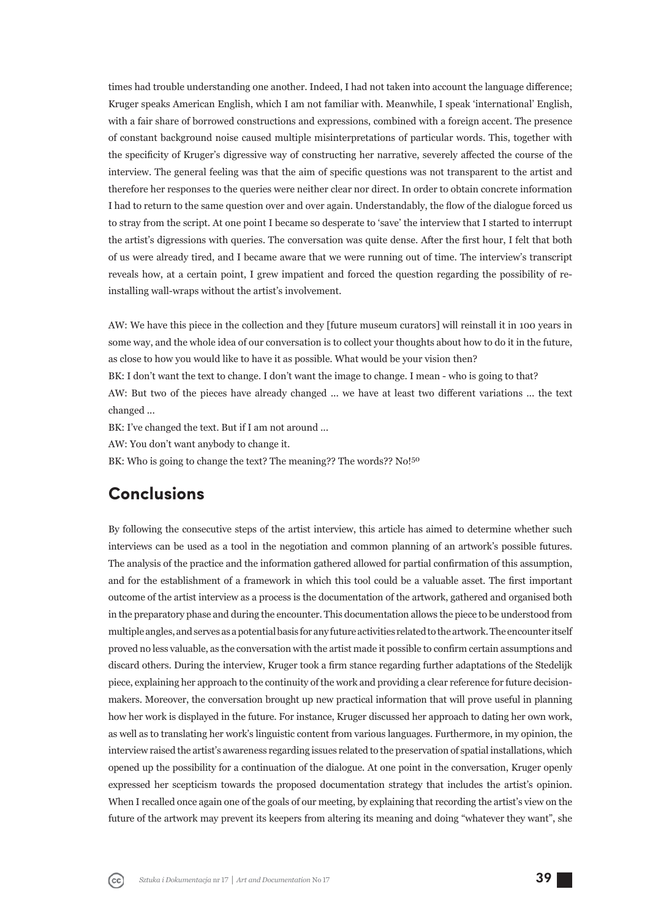times had trouble understanding one another. Indeed, I had not taken into account the language difference; Kruger speaks American English, which I am not familiar with. Meanwhile, I speak 'international' English, with a fair share of borrowed constructions and expressions, combined with a foreign accent. The presence of constant background noise caused multiple misinterpretations of particular words. This, together with the specificity of Kruger's digressive way of constructing her narrative, severely affected the course of the interview. The general feeling was that the aim of specific questions was not transparent to the artist and therefore her responses to the queries were neither clear nor direct. In order to obtain concrete information I had to return to the same question over and over again. Understandably, the flow of the dialogue forced us to stray from the script. At one point I became so desperate to 'save' the interview that I started to interrupt the artist's digressions with queries. The conversation was quite dense. After the first hour, I felt that both of us were already tired, and I became aware that we were running out of time. The interview's transcript reveals how, at a certain point, I grew impatient and forced the question regarding the possibility of re-installing wall-wraps without the artist's involvement.

AW: We have this piece in the collection and they [future museum curators] will reinstall it in 100 years in some way, and the whole idea of our conversation is to collect your thoughts about how to do it in the future, as close to how you would like to have it as possible. What would be your vision then?

BK: I don't want the text to change. I don't want the image to change. I mean - who is going to that?

AW: But two of the pieces have already changed ... we have at least two different variations ... the text changed ...

BK: I've changed the text. But if I am not around ...

AW: You don't want anybody to change it.

BK: Who is going to change the text? The meaning?? The words?? No![50]

## Conclusions

By following the consecutive steps of the artist interview, this article has aimed to determine whether such interviews can be used as a tool in the negotiation and common planning of an artwork's possible futures. The analysis of the practice and the information gathered allowed for partial confirmation of this assumption, and for the establishment of a framework in which this tool could be a valuable asset. The first important outcome of the artist interview as a process is the documentation of the artwork, gathered and organised both in the preparatory phase and during the encounter. This documentation allows the piece to be understood from multiple angles, and serves as a potential basis for any future activities related to the artwork. The encounter itself proved no less valuable, as the conversation with the artist made it possible to confirm certain assumptions and discard others. During the interview, Kruger took a firm stance regarding further adaptations of the Stedelijk piece, explaining her approach to the continuity of the work and providing a clear reference for future decision-makers. Moreover, the conversation brought up new practical information that will prove useful in planning how her work is displayed in the future. For instance, Kruger discussed her approach to dating her own work, as well as to translating her work's linguistic content from various languages. Furthermore, in my opinion, the interview raised the artist's awareness regarding issues related to the preservation of spatial installations, which opened up the possibility for a continuation of the dialogue. At one point in the conversation, Kruger openly expressed her scepticism towards the proposed documentation strategy that includes the artist's opinion. When I recalled once again one of the goals of our meeting, by explaining that recording the artist's view on the future of the artwork may prevent its keepers from altering its meaning and doing "whatever they want", she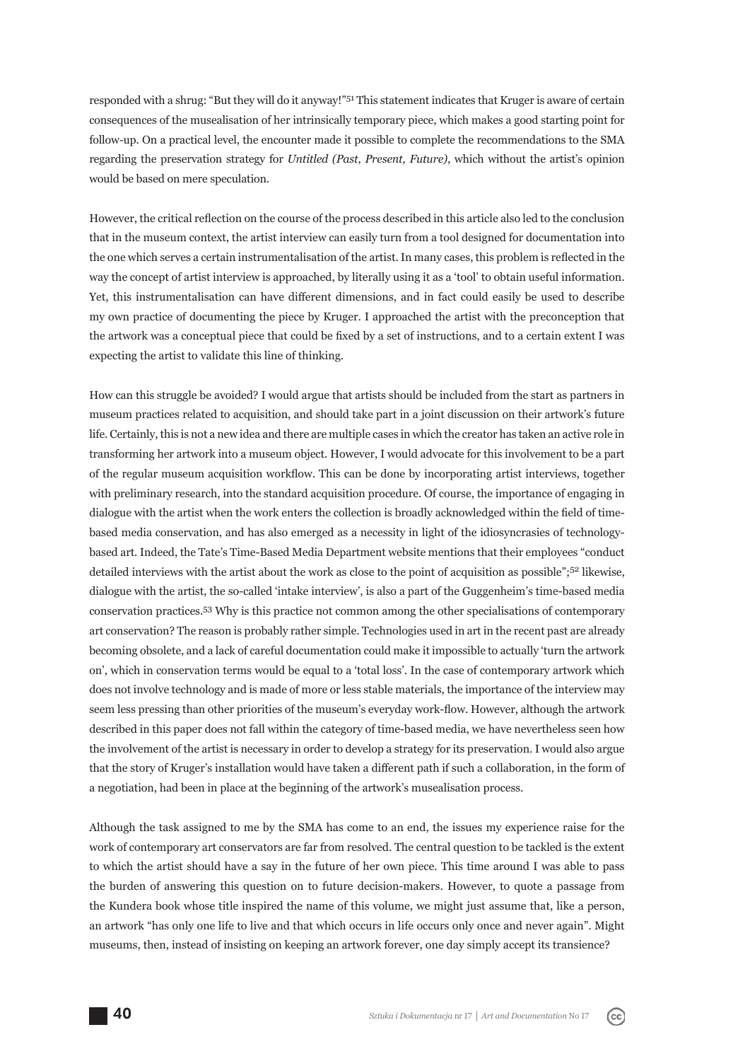responded with a shrug: "But they will do it anyway!"[51] This statement indicates that Kruger is aware of certain consequences of the musealisation of her intrinsically temporary piece, which makes a good starting point for follow-up. On a practical level, the encounter made it possible to complete the recommendations to the SMA regarding the preservation strategy for *Untitled (Past, Present, Future)*, which without the artist's opinion would be based on mere speculation.

However, the critical reflection on the course of the process described in this article also led to the conclusion that in the museum context, the artist interview can easily turn from a tool designed for documentation into the one which serves a certain instrumentalisation of the artist. In many cases, this problem is reflected in the way the concept of artist interview is approached, by literally using it as a 'tool' to obtain useful information. Yet, this instrumentalisation can have different dimensions, and in fact could easily be used to describe my own practice of documenting the piece by Kruger. I approached the artist with the preconception that the artwork was a conceptual piece that could be fixed by a set of instructions, and to a certain extent I was expecting the artist to validate this line of thinking.

How can this struggle be avoided? I would argue that artists should be included from the start as partners in museum practices related to acquisition, and should take part in a joint discussion on their artwork's future life. Certainly, this is not a new idea and there are multiple cases in which the creator has taken an active role in transforming her artwork into a museum object. However, I would advocate for this involvement to be a part of the regular museum acquisition workflow. This can be done by incorporating artist interviews, together with preliminary research, into the standard acquisition procedure. Of course, the importance of engaging in dialogue with the artist when the work enters the collection is broadly acknowledged within the field of time-based media conservation, and has also emerged as a necessity in light of the idiosyncrasies of technology-based art. Indeed, the Tate's Time-Based Media Department website mentions that their employees "conduct detailed interviews with the artist about the work as close to the point of acquisition as possible";[52] likewise, dialogue with the artist, the so-called 'intake interview', is also a part of the Guggenheim's time-based media conservation practices.[53] Why is this practice not common among the other specialisations of contemporary art conservation? The reason is probably rather simple. Technologies used in art in the recent past are already becoming obsolete, and a lack of careful documentation could make it impossible to actually 'turn the artwork on', which in conservation terms would be equal to a 'total loss'. In the case of contemporary artwork which does not involve technology and is made of more or less stable materials, the importance of the interview may seem less pressing than other priorities of the museum's everyday work-flow. However, although the artwork described in this paper does not fall within the category of time-based media, we have nevertheless seen how the involvement of the artist is necessary in order to develop a strategy for its preservation. I would also argue that the story of Kruger's installation would have taken a different path if such a collaboration, in the form of a negotiation, had been in place at the beginning of the artwork's musealisation process.

Although the task assigned to me by the SMA has come to an end, the issues my experience raise for the work of contemporary art conservators are far from resolved. The central question to be tackled is the extent to which the artist should have a say in the future of her own piece. This time around I was able to pass the burden of answering this question on to future decision-makers. However, to quote a passage from the Kundera book whose title inspired the name of this volume, we might just assume that, like a person, an artwork "has only one life to live and that which occurs in life occurs only once and never again". Might museums, then, instead of insisting on keeping an artwork forever, one day simply accept its transience?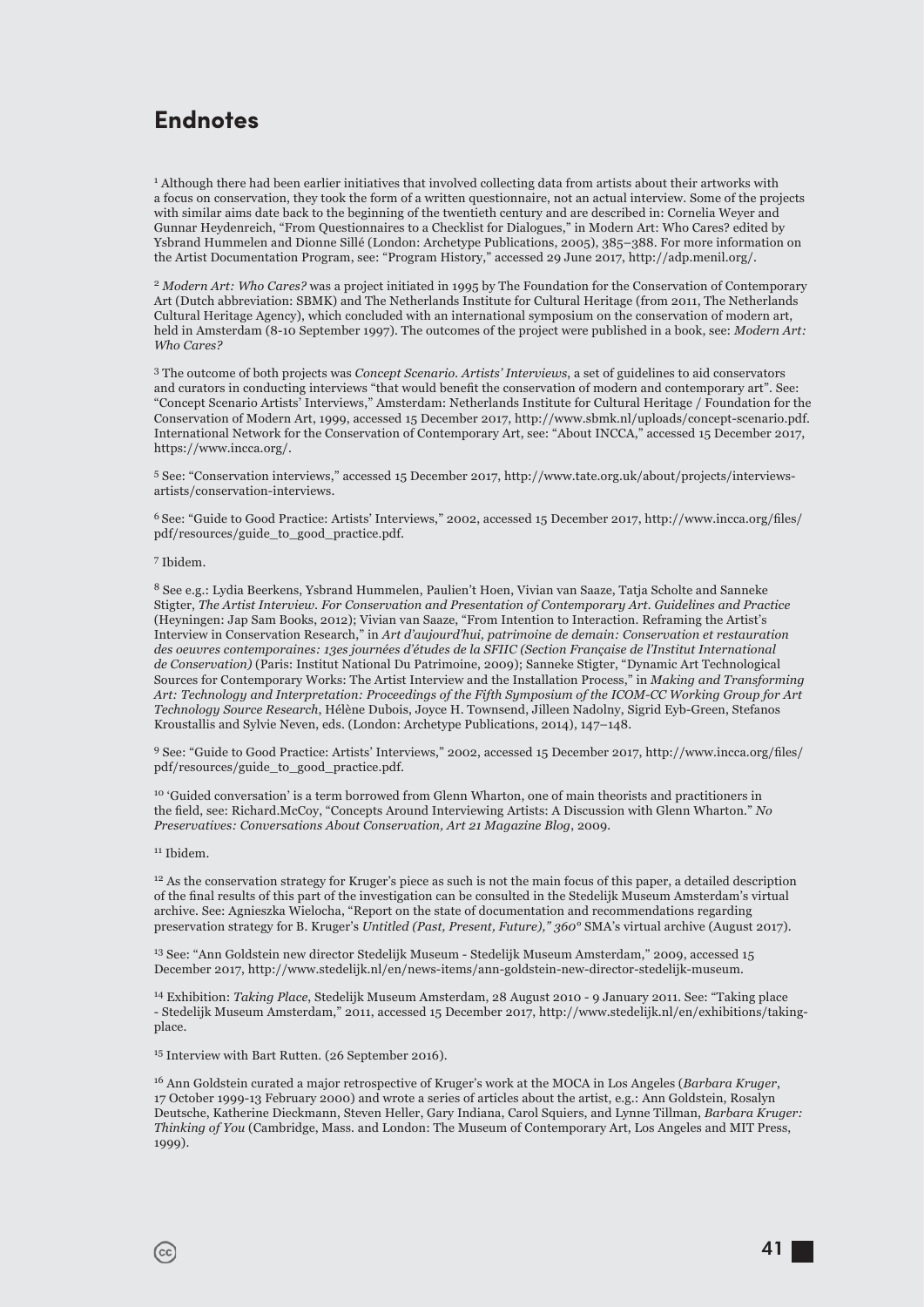## Endnotes

[1] Although there had been earlier initiatives that involved collecting data from artists about their artworks with a focus on conservation, they took the form of a written questionnaire, not an actual interview. Some of the projects with similar aims date back to the beginning of the twentieth century and are described in: Cornelia Weyer and Gunnar Heydenreich, "From Questionnaires to a Checklist for Dialogues," in Modern Art: Who Cares? edited by Ysbrand Hummelen and Dionne Sillé (London: Archetype Publications, 2005), 385–388. For more information on the Artist Documentation Program, see: "Program History," accessed 29 June 2017, http://adp.menil.org/.

[2] *Modern Art: Who Cares?* was a project initiated in 1995 by The Foundation for the Conservation of Contemporary Art (Dutch abbreviation: SBMK) and The Netherlands Institute for Cultural Heritage (from 2011, The Netherlands Cultural Heritage Agency), which concluded with an international symposium on the conservation of modern art, held in Amsterdam (8-10 September 1997). The outcomes of the project were published in a book, see: *Modern Art: Who Cares?*

[3] The outcome of both projects was *Concept Scenario. Artists' Interviews*, a set of guidelines to aid conservators and curators in conducting interviews "that would benefit the conservation of modern and contemporary art". See: "Concept Scenario Artists' Interviews," Amsterdam: Netherlands Institute for Cultural Heritage / Foundation for the Conservation of Modern Art, 1999, accessed 15 December 2017, http://www.sbmk.nl/uploads/concept-scenario.pdf. International Network for the Conservation of Contemporary Art, see: "About INCCA," accessed 15 December 2017, https://www.incca.org/.

[5] See: "Conservation interviews," accessed 15 December 2017, http://www.tate.org.uk/about/projects/interviews-artists/conservation-interviews.

[6] See: "Guide to Good Practice: Artists' Interviews," 2002, accessed 15 December 2017, http://www.incca.org/files/pdf/resources/guide_to_good_practice.pdf.

[7] Ibidem.

[8] See e.g.: Lydia Beerkens, Ysbrand Hummelen, Paulien't Hoen, Vivian van Saaze, Tatja Scholte and Sanneke Stigter, *The Artist Interview. For Conservation and Presentation of Contemporary Art. Guidelines and Practice* (Heyningen: Jap Sam Books, 2012); Vivian van Saaze, "From Intention to Interaction. Reframing the Artist's Interview in Conservation Research," in *Art d'aujourd'hui, patrimoine de demain: Conservation et restauration des oeuvres contemporaines: 13es journées d'études de la SFIIC (Section Française de l'Institut International de Conservation)* (Paris: Institut National Du Patrimoine, 2009); Sanneke Stigter, "Dynamic Art Technological Sources for Contemporary Works: The Artist Interview and the Installation Process," in *Making and Transforming Art: Technology and Interpretation: Proceedings of the Fifth Symposium of the ICOM-CC Working Group for Art Technology Source Research*, Hélène Dubois, Joyce H. Townsend, Jilleen Nadolny, Sigrid Eyb-Green, Stefanos Kroustallis and Sylvie Neven, eds. (London: Archetype Publications, 2014), 147–148.

[9] See: "Guide to Good Practice: Artists' Interviews," 2002, accessed 15 December 2017, http://www.incca.org/files/pdf/resources/guide_to_good_practice.pdf.

[10] 'Guided conversation' is a term borrowed from Glenn Wharton, one of main theorists and practitioners in the field, see: Richard.McCoy, "Concepts Around Interviewing Artists: A Discussion with Glenn Wharton." *No Preservatives: Conversations About Conservation, Art 21 Magazine Blog*, 2009.

[11] Ibidem.

[12] As the conservation strategy for Kruger's piece as such is not the main focus of this paper, a detailed description of the final results of this part of the investigation can be consulted in the Stedelijk Museum Amsterdam's virtual archive. See: Agnieszka Wielocha, "Report on the state of documentation and recommendations regarding preservation strategy for B. Kruger's *Untitled (Past, Present, Future)," 360°* SMA's virtual archive (August 2017).

[13] See: "Ann Goldstein new director Stedelijk Museum - Stedelijk Museum Amsterdam," 2009, accessed 15 December 2017, http://www.stedelijk.nl/en/news-items/ann-goldstein-new-director-stedelijk-museum.

[14] Exhibition: *Taking Place*, Stedelijk Museum Amsterdam, 28 August 2010 - 9 January 2011. See: "Taking place - Stedelijk Museum Amsterdam," 2011, accessed 15 December 2017, http://www.stedelijk.nl/en/exhibitions/taking-place.

[15] Interview with Bart Rutten. (26 September 2016).

[16] Ann Goldstein curated a major retrospective of Kruger's work at the MOCA in Los Angeles (*Barbara Kruger*, 17 October 1999-13 February 2000) and wrote a series of articles about the artist, e.g.: Ann Goldstein, Rosalyn Deutsche, Katherine Dieckmann, Steven Heller, Gary Indiana, Carol Squiers, and Lynne Tillman, *Barbara Kruger: Thinking of You* (Cambridge, Mass. and London: The Museum of Contemporary Art, Los Angeles and MIT Press, 1999).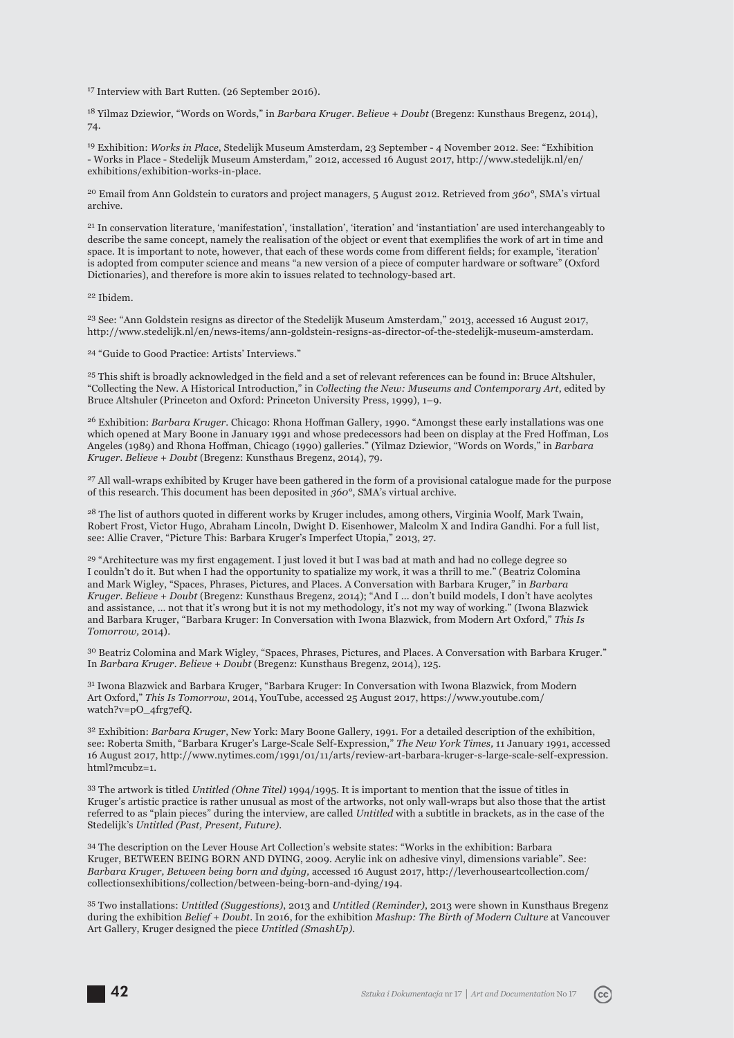[17] Interview with Bart Rutten. (26 September 2016).

[18] Yilmaz Dziewior, "Words on Words," in *Barbara Kruger. Believe + Doubt* (Bregenz: Kunsthaus Bregenz, 2014), 74.

[19] Exhibition: *Works in Place*, Stedelijk Museum Amsterdam, 23 September - 4 November 2012. See: "Exhibition - Works in Place - Stedelijk Museum Amsterdam," 2012, accessed 16 August 2017, http://www.stedelijk.nl/en/exhibitions/exhibition-works-in-place.

[20] Email from Ann Goldstein to curators and project managers, 5 August 2012. Retrieved from *360°*, SMA's virtual archive.

[21] In conservation literature, 'manifestation', 'installation', 'iteration' and 'instantiation' are used interchangeably to describe the same concept, namely the realisation of the object or event that exemplifies the work of art in time and space. It is important to note, however, that each of these words come from different fields; for example, 'iteration' is adopted from computer science and means "a new version of a piece of computer hardware or software" (Oxford Dictionaries), and therefore is more akin to issues related to technology-based art.

[22] Ibidem.

[23] See: "Ann Goldstein resigns as director of the Stedelijk Museum Amsterdam," 2013, accessed 16 August 2017, http://www.stedelijk.nl/en/news-items/ann-goldstein-resigns-as-director-of-the-stedelijk-museum-amsterdam.

[24] "Guide to Good Practice: Artists' Interviews."

[25] This shift is broadly acknowledged in the field and a set of relevant references can be found in: Bruce Altshuler, "Collecting the New. A Historical Introduction," in *Collecting the New: Museums and Contemporary Art*, edited by Bruce Altshuler (Princeton and Oxford: Princeton University Press, 1999), 1–9.

[26] Exhibition: *Barbara Kruger*. Chicago: Rhona Hoffman Gallery, 1990. "Amongst these early installations was one which opened at Mary Boone in January 1991 and whose predecessors had been on display at the Fred Hoffman, Los Angeles (1989) and Rhona Hoffman, Chicago (1990) galleries." (Yilmaz Dziewior, "Words on Words," in *Barbara Kruger. Believe + Doubt* (Bregenz: Kunsthaus Bregenz, 2014), 79.

[27] All wall-wraps exhibited by Kruger have been gathered in the form of a provisional catalogue made for the purpose of this research. This document has been deposited in *360°*, SMA's virtual archive.

[28] The list of authors quoted in different works by Kruger includes, among others, Virginia Woolf, Mark Twain, Robert Frost, Victor Hugo, Abraham Lincoln, Dwight D. Eisenhower, Malcolm X and Indira Gandhi. For a full list, see: Allie Craver, "Picture This: Barbara Kruger's Imperfect Utopia," 2013, 27.

[29] "Architecture was my first engagement. I just loved it but I was bad at math and had no college degree so I couldn't do it. But when I had the opportunity to spatialize my work, it was a thrill to me." (Beatriz Colomina and Mark Wigley, "Spaces, Phrases, Pictures, and Places. A Conversation with Barbara Kruger," in *Barbara Kruger. Believe + Doubt* (Bregenz: Kunsthaus Bregenz, 2014); "And I ... don't build models, I don't have acolytes and assistance, ... not that it's wrong but it is not my methodology, it's not my way of working." (Iwona Blazwick and Barbara Kruger, "Barbara Kruger: In Conversation with Iwona Blazwick, from Modern Art Oxford," *This Is Tomorrow,* 2014).

[30] Beatriz Colomina and Mark Wigley, "Spaces, Phrases, Pictures, and Places. A Conversation with Barbara Kruger." In *Barbara Kruger. Believe + Doubt* (Bregenz: Kunsthaus Bregenz, 2014), 125.

[31] Iwona Blazwick and Barbara Kruger, "Barbara Kruger: In Conversation with Iwona Blazwick, from Modern Art Oxford," *This Is Tomorrow*, 2014, YouTube, accessed 25 August 2017, https://www.youtube.com/watch?v=pO_4frg7efQ.

[32] Exhibition: *Barbara Kruger*, New York: Mary Boone Gallery, 1991. For a detailed description of the exhibition, see: Roberta Smith, "Barbara Kruger's Large-Scale Self-Expression," *The New York Times*, 11 January 1991, accessed 16 August 2017, http://www.nytimes.com/1991/01/11/arts/review-art-barbara-kruger-s-large-scale-self-expression.html?mcubz=1.

[33] The artwork is titled *Untitled (Ohne Titel)* 1994/1995. It is important to mention that the issue of titles in Kruger's artistic practice is rather unusual as most of the artworks, not only wall-wraps but also those that the artist referred to as "plain pieces" during the interview, are called *Untitled* with a subtitle in brackets, as in the case of the Stedelijk's *Untitled (Past, Present, Future)*.

[34] The description on the Lever House Art Collection's website states: "Works in the exhibition: Barbara Kruger, BETWEEN BEING BORN AND DYING, 2009. Acrylic ink on adhesive vinyl, dimensions variable". See: *Barbara Kruger, Between being born and dying*, accessed 16 August 2017, http://leverhouseartcollection.com/collectionsexhibitions/collection/between-being-born-and-dying/194.

[35] Two installations: *Untitled (Suggestions)*, 2013 and *Untitled (Reminder)*, 2013 were shown in Kunsthaus Bregenz during the exhibition *Belief + Doubt*. In 2016, for the exhibition *Mashup: The Birth of Modern Culture* at Vancouver Art Gallery, Kruger designed the piece *Untitled (SmashUp)*.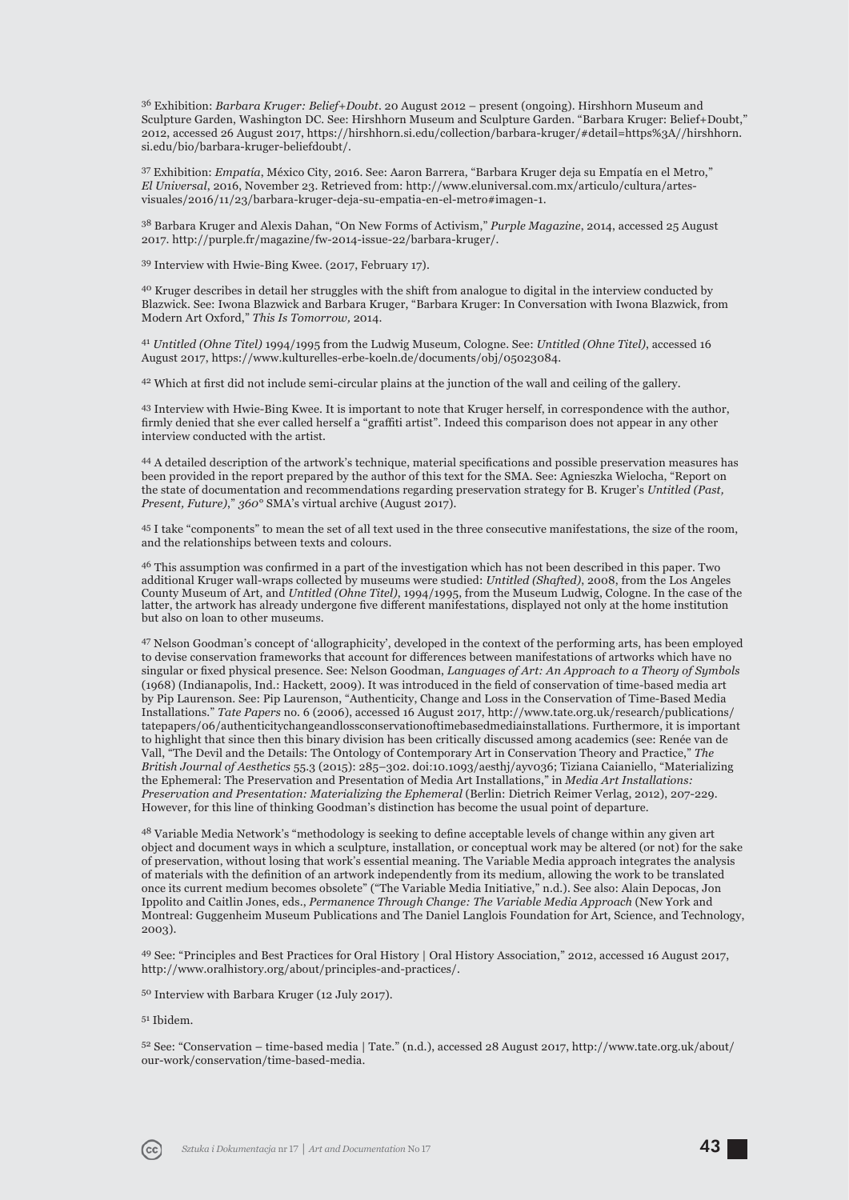[36] Exhibition: *Barbara Kruger: Belief+Doubt*. 20 August 2012 – present (ongoing). Hirshhorn Museum and Sculpture Garden, Washington DC. See: Hirshhorn Museum and Sculpture Garden. "Barbara Kruger: Belief+Doubt," 2012, accessed 26 August 2017, https://hirshhorn.si.edu/collection/barbara-kruger/#detail=https%3A//hirshhorn.si.edu/bio/barbara-kruger-beliefdoubt/.

[37] Exhibition: *Empatía*, México City, 2016. See: Aaron Barrera, "Barbara Kruger deja su Empatía en el Metro," *El Universal*, 2016, November 23. Retrieved from: http://www.eluniversal.com.mx/articulo/cultura/artes-visuales/2016/11/23/barbara-kruger-deja-su-empatia-en-el-metro#imagen-1.

[38] Barbara Kruger and Alexis Dahan, "On New Forms of Activism," *Purple Magazine*, 2014, accessed 25 August 2017. http://purple.fr/magazine/fw-2014-issue-22/barbara-kruger/.

[39] Interview with Hwie-Bing Kwee. (2017, February 17).

[40] Kruger describes in detail her struggles with the shift from analogue to digital in the interview conducted by Blazwick. See: Iwona Blazwick and Barbara Kruger, "Barbara Kruger: In Conversation with Iwona Blazwick, from Modern Art Oxford," *This Is Tomorrow,* 2014.

[41] *Untitled (Ohne Titel)* 1994/1995 from the Ludwig Museum, Cologne. See: *Untitled (Ohne Titel)*, accessed 16 August 2017, https://www.kulturelles-erbe-koeln.de/documents/obj/05023084.

[42] Which at first did not include semi-circular plains at the junction of the wall and ceiling of the gallery.

[43] Interview with Hwie-Bing Kwee. It is important to note that Kruger herself, in correspondence with the author, firmly denied that she ever called herself a "graffiti artist". Indeed this comparison does not appear in any other interview conducted with the artist.

[44] A detailed description of the artwork's technique, material specifications and possible preservation measures has been provided in the report prepared by the author of this text for the SMA. See: Agnieszka Wielocha, "Report on the state of documentation and recommendations regarding preservation strategy for B. Kruger's *Untitled (Past, Present, Future)*," *360°* SMA's virtual archive (August 2017).

[45] I take "components" to mean the set of all text used in the three consecutive manifestations, the size of the room, and the relationships between texts and colours.

[46] This assumption was confirmed in a part of the investigation which has not been described in this paper. Two additional Kruger wall-wraps collected by museums were studied: *Untitled (Shafted)*, 2008, from the Los Angeles County Museum of Art, and *Untitled (Ohne Titel)*, 1994/1995, from the Museum Ludwig, Cologne. In the case of the latter, the artwork has already undergone five different manifestations, displayed not only at the home institution but also on loan to other museums.

[47] Nelson Goodman's concept of 'allographicity', developed in the context of the performing arts, has been employed to devise conservation frameworks that account for differences between manifestations of artworks which have no singular or fixed physical presence. See: Nelson Goodman, *Languages of Art: An Approach to a Theory of Symbols* (1968) (Indianapolis, Ind.: Hackett, 2009). It was introduced in the field of conservation of time-based media art by Pip Laurenson. See: Pip Laurenson, "Authenticity, Change and Loss in the Conservation of Time-Based Media Installations." *Tate Papers* no. 6 (2006), accessed 16 August 2017, http://www.tate.org.uk/research/publications/tatepapers/06/authenticitychangeandlossconservationoftimebasedmediainstallations. Furthermore, it is important to highlight that since then this binary division has been critically discussed among academics (see: Renée van de Vall, "The Devil and the Details: The Ontology of Contemporary Art in Conservation Theory and Practice," *The British Journal of Aesthetics* 55.3 (2015): 285–302. doi:10.1093/aesthj/ayv036; Tiziana Caianiello, "Materializing the Ephemeral: The Preservation and Presentation of Media Art Installations," in *Media Art Installations: Preservation and Presentation: Materializing the Ephemeral* (Berlin: Dietrich Reimer Verlag, 2012), 207-229. However, for this line of thinking Goodman's distinction has become the usual point of departure.

[48] Variable Media Network's "methodology is seeking to define acceptable levels of change within any given art object and document ways in which a sculpture, installation, or conceptual work may be altered (or not) for the sake of preservation, without losing that work's essential meaning. The Variable Media approach integrates the analysis of materials with the definition of an artwork independently from its medium, allowing the work to be translated once its current medium becomes obsolete" ("The Variable Media Initiative," n.d.). See also: Alain Depocas, Jon Ippolito and Caitlin Jones, eds., *Permanence Through Change: The Variable Media Approach* (New York and Montreal: Guggenheim Museum Publications and The Daniel Langlois Foundation for Art, Science, and Technology, 2003).

[49] See: "Principles and Best Practices for Oral History | Oral History Association," 2012, accessed 16 August 2017, http://www.oralhistory.org/about/principles-and-practices/.

[50] Interview with Barbara Kruger (12 July 2017).

[51] Ibidem.

[52] See: "Conservation – time-based media | Tate." (n.d.), accessed 28 August 2017, http://www.tate.org.uk/about/our-work/conservation/time-based-media.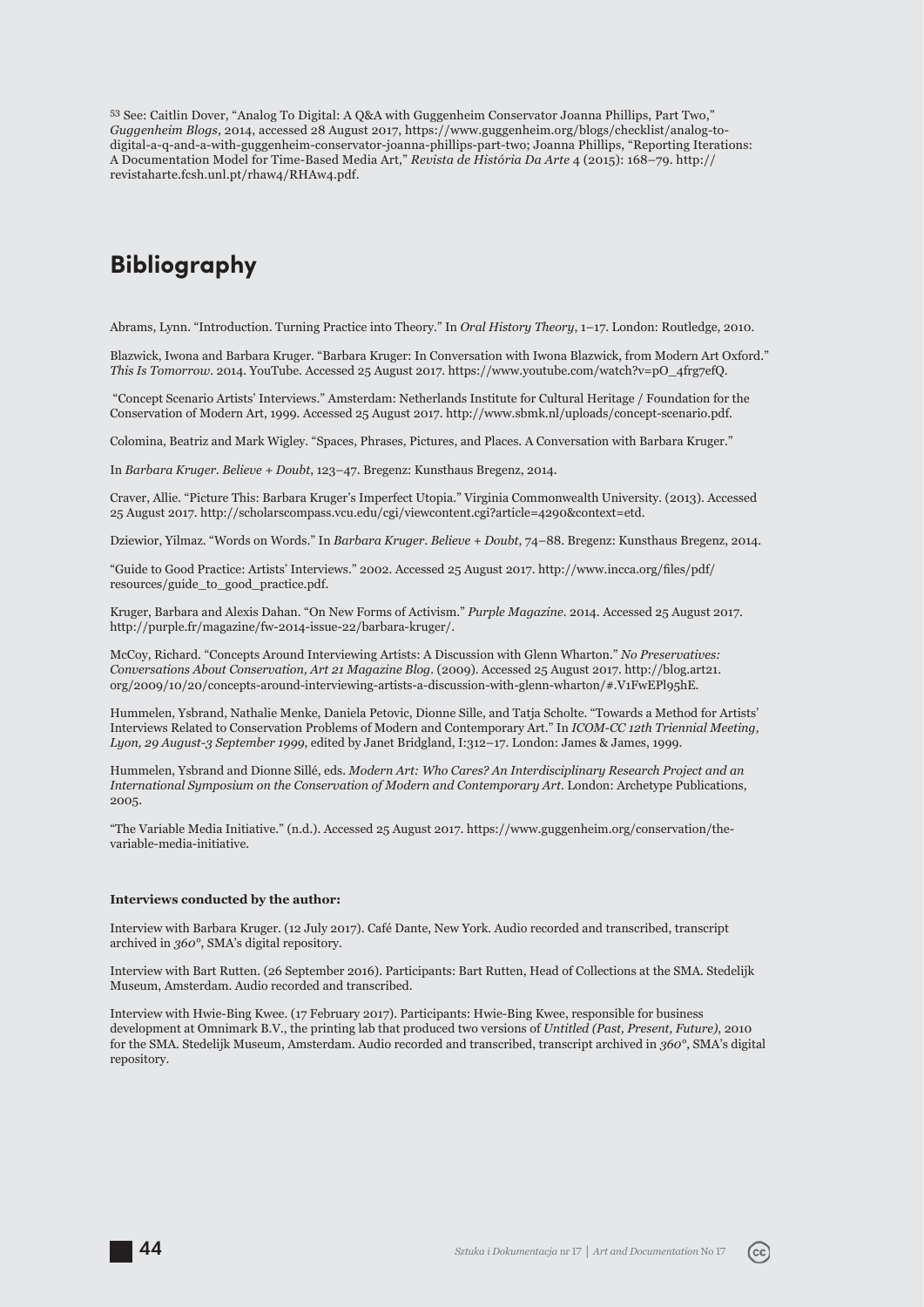[53] See: Caitlin Dover, "Analog To Digital: A Q&A with Guggenheim Conservator Joanna Phillips, Part Two," *Guggenheim Blogs*, 2014, accessed 28 August 2017, https://www.guggenheim.org/blogs/checklist/analog-to-digital-a-q-and-a-with-guggenheim-conservator-joanna-phillips-part-two; Joanna Phillips, "Reporting Iterations: A Documentation Model for Time-Based Media Art," *Revista de História Da Arte* 4 (2015): 168–79. http://revistaharte.fcsh.unl.pt/rhaw4/RHAw4.pdf.

## Bibliography

Abrams, Lynn. "Introduction. Turning Practice into Theory." In *Oral History Theory*, 1–17. London: Routledge, 2010.

Blazwick, Iwona and Barbara Kruger. "Barbara Kruger: In Conversation with Iwona Blazwick, from Modern Art Oxford." *This Is Tomorrow*. 2014. YouTube. Accessed 25 August 2017. https://www.youtube.com/watch?v=pO_4frg7efQ.

"Concept Scenario Artists' Interviews." Amsterdam: Netherlands Institute for Cultural Heritage / Foundation for the Conservation of Modern Art, 1999. Accessed 25 August 2017. http://www.sbmk.nl/uploads/concept-scenario.pdf.

Colomina, Beatriz and Mark Wigley. "Spaces, Phrases, Pictures, and Places. A Conversation with Barbara Kruger."

In *Barbara Kruger. Believe + Doubt*, 123–47. Bregenz: Kunsthaus Bregenz, 2014.

Craver, Allie. "Picture This: Barbara Kruger's Imperfect Utopia." Virginia Commonwealth University. (2013). Accessed 25 August 2017. http://scholarscompass.vcu.edu/cgi/viewcontent.cgi?article=4290&context=etd.

Dziewior, Yilmaz. "Words on Words." In *Barbara Kruger. Believe + Doubt*, 74–88. Bregenz: Kunsthaus Bregenz, 2014.

"Guide to Good Practice: Artists' Interviews." 2002. Accessed 25 August 2017. http://www.incca.org/files/pdf/resources/guide_to_good_practice.pdf.

Kruger, Barbara and Alexis Dahan. "On New Forms of Activism." *Purple Magazine*. 2014. Accessed 25 August 2017. http://purple.fr/magazine/fw-2014-issue-22/barbara-kruger/.

McCoy, Richard. "Concepts Around Interviewing Artists: A Discussion with Glenn Wharton." *No Preservatives: Conversations About Conservation, Art 21 Magazine Blog*. (2009). Accessed 25 August 2017. http://blog.art21.org/2009/10/20/concepts-around-interviewing-artists-a-discussion-with-glenn-wharton/#.V1FwEPl95hE.

Hummelen, Ysbrand, Nathalie Menke, Daniela Petovic, Dionne Sille, and Tatja Scholte. "Towards a Method for Artists' Interviews Related to Conservation Problems of Modern and Contemporary Art." In *ICOM-CC 12th Triennial Meeting, Lyon, 29 August-3 September 1999*, edited by Janet Bridgland, I:312–17. London: James & James, 1999.

Hummelen, Ysbrand and Dionne Sillé, eds. *Modern Art: Who Cares? An Interdisciplinary Research Project and an International Symposium on the Conservation of Modern and Contemporary Art*. London: Archetype Publications, 2005.

"The Variable Media Initiative." (n.d.). Accessed 25 August 2017. https://www.guggenheim.org/conservation/the-variable-media-initiative.

**Interviews conducted by the author:**

Interview with Barbara Kruger. (12 July 2017). Café Dante, New York. Audio recorded and transcribed, transcript archived in *360°*, SMA's digital repository.

Interview with Bart Rutten. (26 September 2016). Participants: Bart Rutten, Head of Collections at the SMA. Stedelijk Museum, Amsterdam. Audio recorded and transcribed.

Interview with Hwie-Bing Kwee. (17 February 2017). Participants: Hwie-Bing Kwee, responsible for business development at Omnimark B.V., the printing lab that produced two versions of *Untitled (Past, Present, Future)*, 2010 for the SMA. Stedelijk Museum, Amsterdam. Audio recorded and transcribed, transcript archived in *360°*, SMA's digital repository.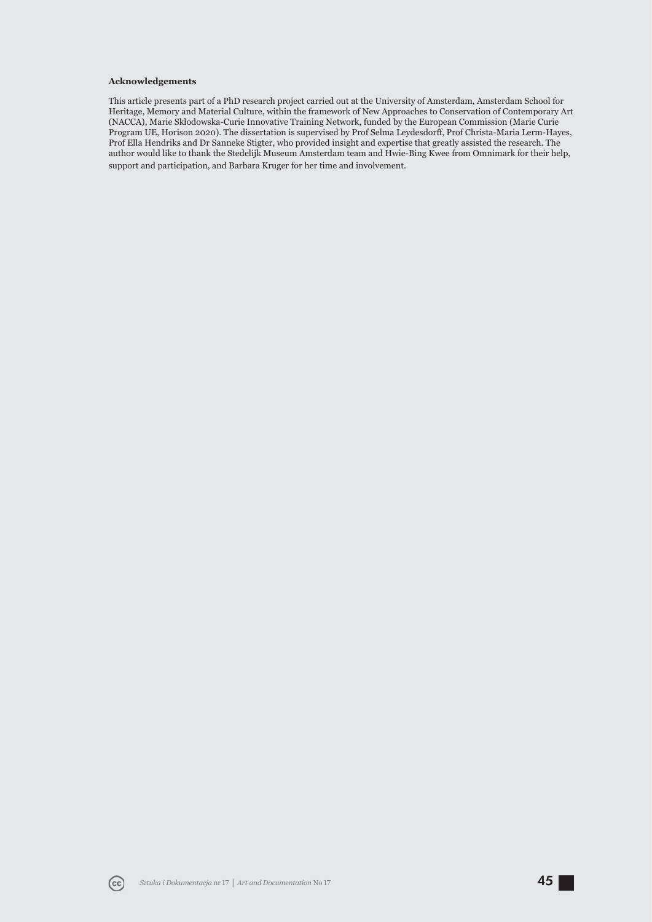**Acknowledgements**

This article presents part of a PhD research project carried out at the University of Amsterdam, Amsterdam School for Heritage, Memory and Material Culture, within the framework of New Approaches to Conservation of Contemporary Art (NACCA), Marie Skłodowska-Curie Innovative Training Network, funded by the European Commission (Marie Curie Program UE, Horison 2020). The dissertation is supervised by Prof Selma Leydesdorff, Prof Christa-Maria Lerm-Hayes, Prof Ella Hendriks and Dr Sanneke Stigter, who provided insight and expertise that greatly assisted the research. The author would like to thank the Stedelijk Museum Amsterdam team and Hwie-Bing Kwee from Omnimark for their help, support and participation, and Barbara Kruger for her time and involvement.